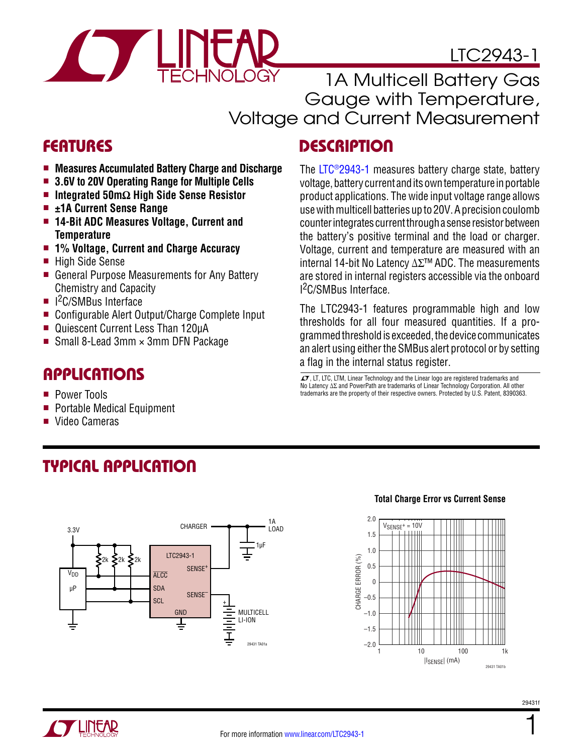# LTC2943-1

## 1A Multicell Battery Gas Gauge with Temperature, Voltage and Current Measurement

## FEATURES

- **Measures Accumulated Battery Charge and Discharge**
- **3.6V to 20V Operating Range for Multiple Cells**
- **Integrated 50mΩ High Side Sense Resistor**
- **±1A Current Sense Range**
- **14-Bit ADC Measures Voltage, Current and Temperature**
- **1% Voltage, Current and Charge Accuracy**
- High Side Sense
- General Purpose Measurements for Any Battery Chemistry and Capacity
- $I^2C$/SMBus Interface
- Configurable Alert Output/Charge Complete Input
- Quiescent Current Less Than 120µA
- Small 8-Lead 3mm × 3mm DFN Package

## APPLICATIONS

- Power Tools
- Portable Medical Equipment
- Video Cameras

## DESCRIPTION

The LTC®2943-1 measures battery charge state, battery voltage, battery current and its own temperature in portable product applications. The wide input voltage range allows use with multicell batteries up to 20V. A precision coulomb counter integrates current through a sense resistor between the battery's positive terminal and the load or charger. Voltage, current and temperature are measured with an internal 14-bit No Latency ΔΣ™ ADC. The measurements are stored in internal registers accessible via the onboard $I^2C$/SMBus Interface.

The LTC2943-1 features programmable high and low thresholds for all four measured quantities. If a programmed threshold is exceeded, the device communicates an alert using either the SMBus alert protocol or by setting a flag in the internal status register.

LT, LTC, LTM, Linear Technology and the Linear logo are registered trademarks and No Latency ΔΣ and PowerPath are trademarks of Linear Technology Corporation. All other trademarks are the property of their respective owners. Protected by U.S. Patent, 8390363.

## TYPICAL APPLICATION

**Total Charge Error vs Current Sense**

For more information www.linear.com/LTC2943-1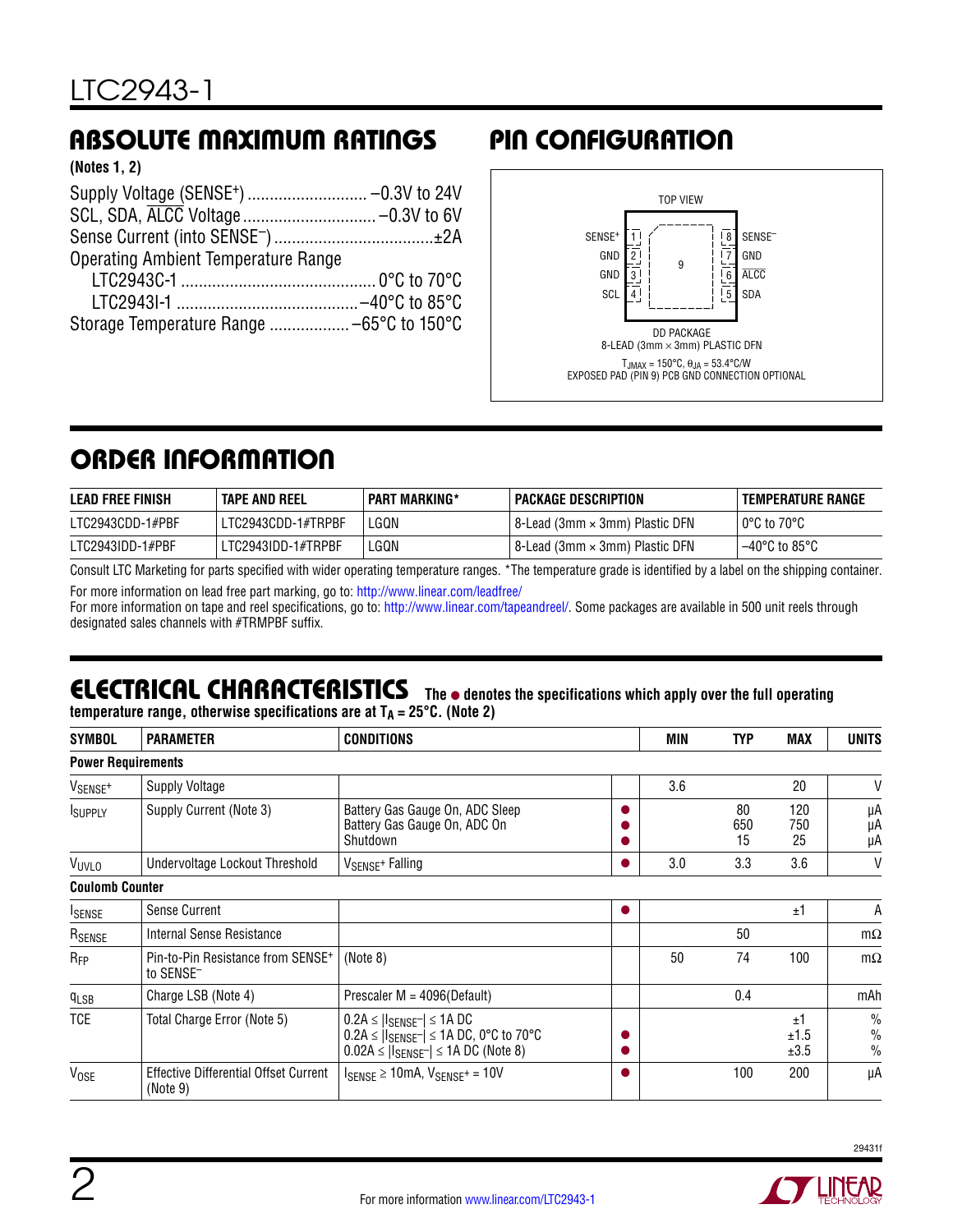## ABSOLUTE MAXIMUM RATINGS

**(Notes 1, 2)**

Supply Voltage ($SENSE^+$) ........................... –0.3V to 24V
SCL, SDA, $\overline{ALCC}$ Voltage ............................. –0.3V to 6V
Sense Current (into $SENSE^-$) .................................... ±2A
Operating Ambient Temperature Range
  LTC2943C-1 ............................................ 0°C to 70°C
  LTC2943I-1 ......................................... –40°C to 85°C
Storage Temperature Range .................. –65°C to 150°C

## PIN CONFIGURATION

TOP VIEW

| Pin | Name | Pin | Name |
|---|---|---|---|
| 1 | $SENSE^+$ | 8 | $SENSE^-$ |
| 2 | GND | 7 | GND |
| 3 | GND | 6 | $\overline{ALCC}$ |
| 4 | SCL | 5 | SDA |

Exposed pad: 9

DD PACKAGE
8-LEAD (3mm × 3mm) PLASTIC DFN
$T_{JMAX}$ = 150°C, $\theta_{JA}$ = 53.4°C/W
EXPOSED PAD (PIN 9) PCB GND CONNECTION OPTIONAL

## ORDER INFORMATION

| LEAD FREE FINISH | TAPE AND REEL | PART MARKING* | PACKAGE DESCRIPTION | TEMPERATURE RANGE |
|---|---|---|---|---|
| LTC2943CDD-1#PBF | LTC2943CDD-1#TRPBF | LGQN | 8-Lead (3mm × 3mm) Plastic DFN | 0°C to 70°C |
| LTC2943IDD-1#PBF | LTC2943IDD-1#TRPBF | LGQN | 8-Lead (3mm × 3mm) Plastic DFN | –40°C to 85°C |

Consult LTC Marketing for parts specified with wider operating temperature ranges. *The temperature grade is identified by a label on the shipping container.

For more information on lead free part marking, go to: http://www.linear.com/leadfree/
For more information on tape and reel specifications, go to: http://www.linear.com/tapeandreel/. Some packages are available in 500 unit reels through designated sales channels with #TRMPBF suffix.

## ELECTRICAL CHARACTERISTICS

**The ● denotes the specifications which apply over the full operating temperature range, otherwise specifications are at $T_A$ = 25°C. (Note 2)**

| SYMBOL | PARAMETER | CONDITIONS | | MIN | TYP | MAX | UNITS |
|---|---|---|---|---|---|---|---|
| **Power Requirements** | | | | | | | |
| $V_{SENSE^+}$ | Supply Voltage | | | 3.6 | | 20 | V |
| $I_{SUPPLY}$ | Supply Current (Note 3) | Battery Gas Gauge On, ADC Sleep<br>Battery Gas Gauge On, ADC On<br>Shutdown | ●<br>●<br>● | | 80<br>650<br>15 | 120<br>750<br>25 | µA<br>µA<br>µA |
| $V_{UVLO}$ | Undervoltage Lockout Threshold | $V_{SENSE^+}$ Falling | ● | 3.0 | 3.3 | 3.6 | V |
| **Coulomb Counter** | | | | | | | |
| $I_{SENSE}$ | Sense Current | | ● | | | ±1 | A |
| $R_{SENSE}$ | Internal Sense Resistance | | | | 50 | | mΩ |
| $R_{FP}$ | Pin-to-Pin Resistance from $SENSE^+$ to $SENSE^-$ | (Note 8) | | 50 | 74 | 100 | mΩ |
| $q_{LSB}$ | Charge LSB (Note 4) | Prescaler M = 4096(Default) | | | 0.4 | | mAh |
| TCE | Total Charge Error (Note 5) | 0.2A ≤ $\lvert I_{SENSE^-}\rvert$ ≤ 1A DC<br>0.2A ≤ $\lvert I_{SENSE^-}\rvert$ ≤ 1A DC, 0°C to 70°C<br>0.02A ≤ $\lvert I_{SENSE^-}\rvert$ ≤ 1A DC (Note 8) | <br>●<br>● | | | ±1<br>±1.5<br>±3.5 | %<br>%<br>% |
| $V_{OSE}$ | Effective Differential Offset Current (Note 9) | $I_{SENSE}$ ≥ 10mA, $V_{SENSE^+}$ = 10V | ● | | 100 | 200 | µA |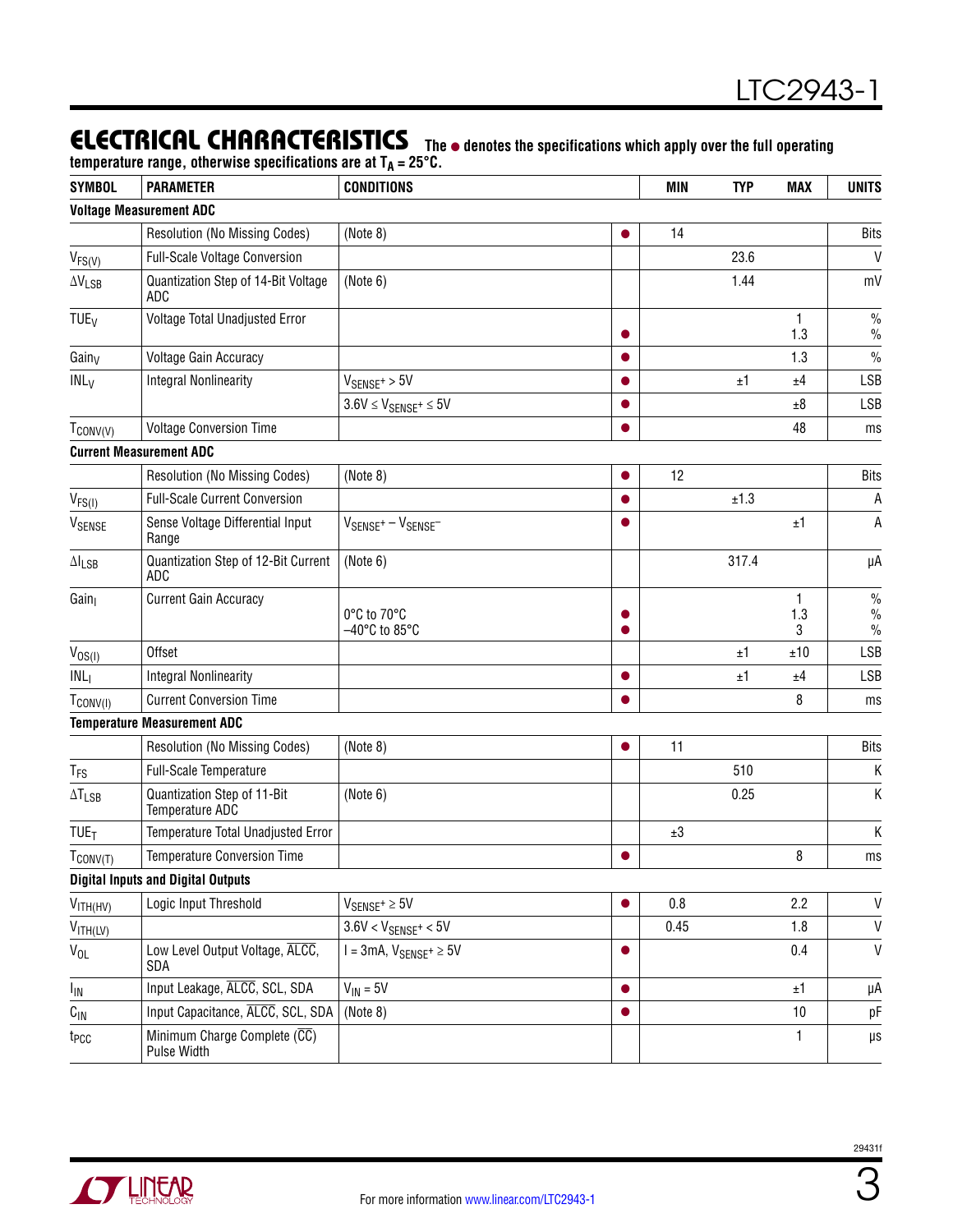## ELECTRICAL CHARACTERISTICS

**The ● denotes the specifications which apply over the full operating temperature range, otherwise specifications are at $T_A$ = 25°C.**

| SYMBOL | PARAMETER | CONDITIONS | | MIN | TYP | MAX | UNITS |
|---|---|---|---|---|---|---|---|
| **Voltage Measurement ADC** | | | | | | | |
| | Resolution (No Missing Codes) | (Note 8) | ● | 14 | | | Bits |
| $V_{FS(V)}$ | Full-Scale Voltage Conversion | | | | 23.6 | | V |
| $\Delta V_{LSB}$ | Quantization Step of 14-Bit Voltage ADC | (Note 6) | | | 1.44 | | mV |
| $TUE_V$ | Voltage Total Unadjusted Error | | <br>● | | | 1<br>1.3 | %<br>% |
| $Gain_V$ | Voltage Gain Accuracy | | ● | | | 1.3 | % |
| $INL_V$ | Integral Nonlinearity | $V_{SENSE^+}$ > 5V | ● | | ±1 | ±4 | LSB |
| | | 3.6V ≤ $V_{SENSE^+}$ ≤ 5V | ● | | | ±8 | LSB |
| $T_{CONV(V)}$ | Voltage Conversion Time | | ● | | | 48 | ms |
| **Current Measurement ADC** | | | | | | | |
| | Resolution (No Missing Codes) | (Note 8) | ● | 12 | | | Bits |
| $V_{FS(I)}$ | Full-Scale Current Conversion | | ● | | ±1.3 | | A |
| $V_{SENSE}$ | Sense Voltage Differential Input Range | $V_{SENSE^+} - V_{SENSE^-}$ | ● | | | ±1 | A |
| $\Delta I_{LSB}$ | Quantization Step of 12-Bit Current ADC | (Note 6) | | | 317.4 | | µA |
| $Gain_I$ | Current Gain Accuracy | <br>0°C to 70°C<br>–40°C to 85°C | <br>●<br>● | | | 1<br>1.3<br>3 | %<br>%<br>% |
| $V_{OS(I)}$ | Offset | | | | ±1 | ±10 | LSB |
| $INL_I$ | Integral Nonlinearity | | ● | | ±1 | ±4 | LSB |
| $T_{CONV(I)}$ | Current Conversion Time | | ● | | | 8 | ms |
| **Temperature Measurement ADC** | | | | | | | |
| | Resolution (No Missing Codes) | (Note 8) | ● | 11 | | | Bits |
| $T_{FS}$ | Full-Scale Temperature | | | | 510 | | K |
| $\Delta T_{LSB}$ | Quantization Step of 11-Bit Temperature ADC | (Note 6) | | | 0.25 | | K |
| $TUE_T$ | Temperature Total Unadjusted Error | | | ±3 | | | K |
| $T_{CONV(T)}$ | Temperature Conversion Time | | ● | | | 8 | ms |
| **Digital Inputs and Digital Outputs** | | | | | | | |
| $V_{ITH(HV)}$ | Logic Input Threshold | $V_{SENSE^+}$ ≥ 5V | ● | 0.8 | | 2.2 | V |
| $V_{ITH(LV)}$ | | 3.6V < $V_{SENSE^+}$ < 5V | | 0.45 | | 1.8 | V |
| $V_{OL}$ | Low Level Output Voltage, $\overline{ALCC}$, SDA | I = 3mA, $V_{SENSE^+}$ ≥ 5V | ● | | | 0.4 | V |
| $I_{IN}$ | Input Leakage, $\overline{ALCC}$, SCL, SDA | $V_{IN}$ = 5V | ● | | | ±1 | µA |
| $C_{IN}$ | Input Capacitance, $\overline{ALCC}$, SCL, SDA | (Note 8) | ● | | | 10 | pF |
| $t_{PCC}$ | Minimum Charge Complete ($\overline{CC}$) Pulse Width | | | | | 1 | µs |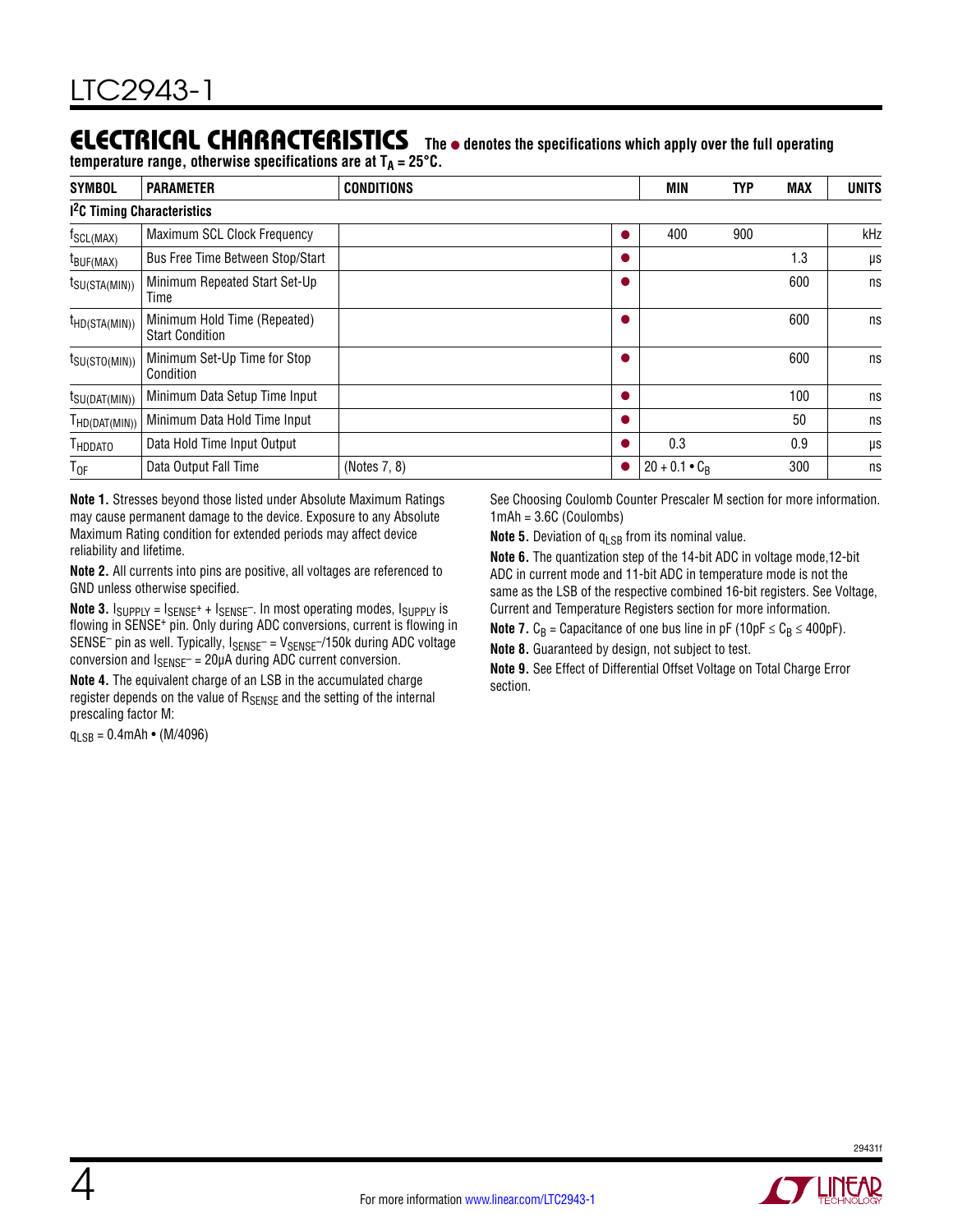## ELECTRICAL CHARACTERISTICS

**The ● denotes the specifications which apply over the full operating temperature range, otherwise specifications are at $T_A = 25°C$.**

| SYMBOL | PARAMETER | CONDITIONS | | MIN | TYP | MAX | UNITS |
|---|---|---|---|---|---|---|---|
| **$I^2C$ Timing Characteristics** | | | | | | | |
| $f_{SCL(MAX)}$ | Maximum SCL Clock Frequency | | ● | 400 | 900 | | kHz |
| $t_{BUF(MAX)}$ | Bus Free Time Between Stop/Start | | ● | | | 1.3 | µs |
| $t_{SU(STA(MIN))}$ | Minimum Repeated Start Set-Up Time | | ● | | | 600 | ns |
| $t_{HD(STA(MIN))}$ | Minimum Hold Time (Repeated) Start Condition | | ● | | | 600 | ns |
| $t_{SU(STO(MIN))}$ | Minimum Set-Up Time for Stop Condition | | ● | | | 600 | ns |
| $t_{SU(DAT(MIN))}$ | Minimum Data Setup Time Input | | ● | | | 100 | ns |
| $T_{HD(DAT(MIN))}$ | Minimum Data Hold Time Input | | ● | | | 50 | ns |
| $T_{HDDATO}$ | Data Hold Time Input Output | | ● | 0.3 | | 0.9 | µs |
| $T_{OF}$ | Data Output Fall Time | (Notes 7, 8) | ● | $20 + 0.1 \cdot C_B$ | | 300 | ns |

**Note 1.** Stresses beyond those listed under Absolute Maximum Ratings may cause permanent damage to the device. Exposure to any Absolute Maximum Rating condition for extended periods may affect device reliability and lifetime.

**Note 2.** All currents into pins are positive, all voltages are referenced to GND unless otherwise specified.

**Note 3.** $I_{SUPPLY} = I_{SENSE^+} + I_{SENSE^-}$. In most operating modes, $I_{SUPPLY}$ is flowing in SENSE⁺ pin. Only during ADC conversions, current is flowing in SENSE⁻ pin as well. Typically, $I_{SENSE^-} = V_{SENSE^-}/150k$ during ADC voltage conversion and $I_{SENSE^-} = 20µA$ during ADC current conversion.

**Note 4.** The equivalent charge of an LSB in the accumulated charge register depends on the value of $R_{SENSE}$ and the setting of the internal prescaling factor M:

$q_{LSB} = 0.4mAh \cdot (M/4096)$

See Choosing Coulomb Counter Prescaler M section for more information. 1mAh = 3.6C (Coulombs)

**Note 5.** Deviation of $q_{LSB}$ from its nominal value.

**Note 6.** The quantization step of the 14-bit ADC in voltage mode,12-bit ADC in current mode and 11-bit ADC in temperature mode is not the same as the LSB of the respective combined 16-bit registers. See Voltage, Current and Temperature Registers section for more information.

**Note 7.** $C_B$ = Capacitance of one bus line in pF ($10pF \le C_B \le 400pF$).

**Note 8.** Guaranteed by design, not subject to test.

**Note 9.** See Effect of Differential Offset Voltage on Total Charge Error section.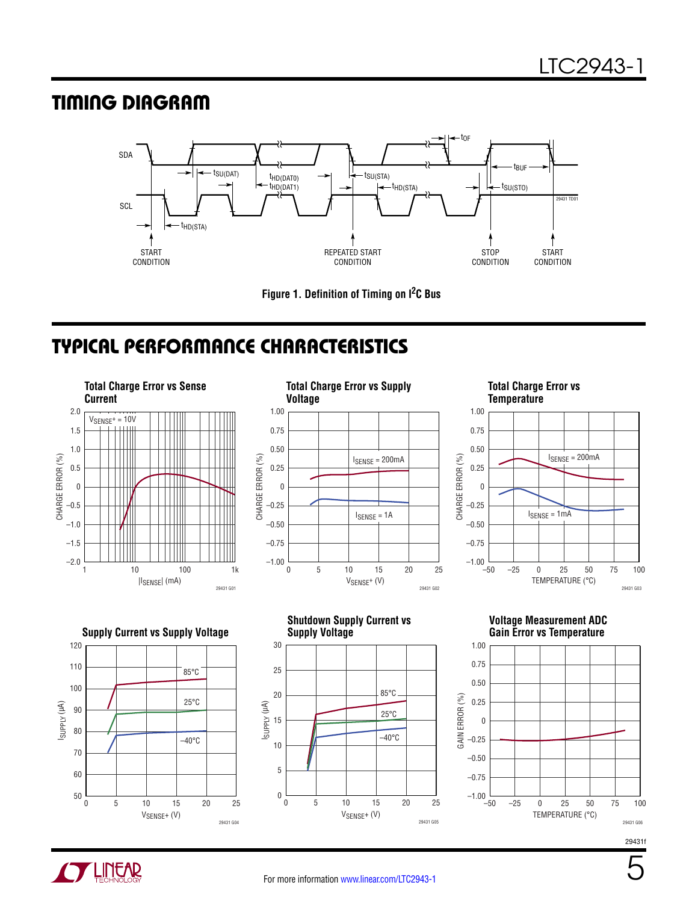## TIMING DIAGRAM

Figure 1. Definition of Timing on I[2]C Bus

## TYPICAL PERFORMANCE CHARACTERISTICS

Total Charge Error vs Sense Current

Total Charge Error vs Supply Voltage

Total Charge Error vs Temperature

Supply Current vs Supply Voltage

Shutdown Supply Current vs Supply Voltage

Voltage Measurement ADC Gain Error vs Temperature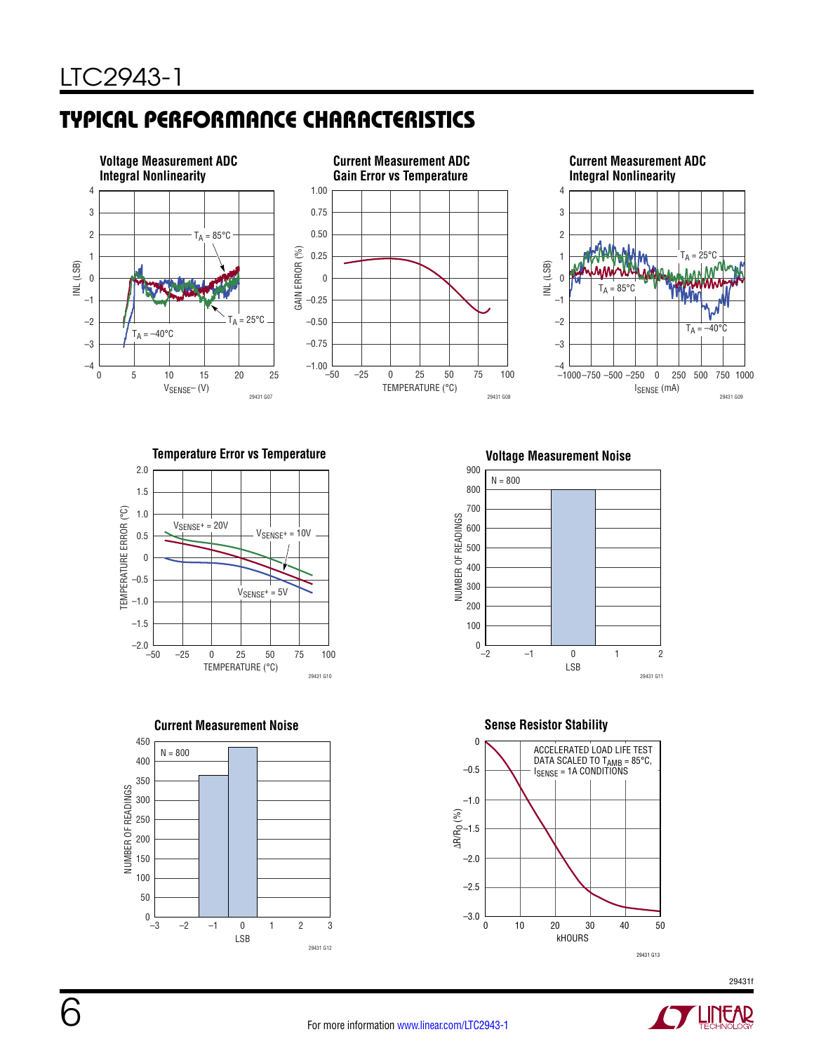## TYPICAL PERFORMANCE CHARACTERISTICS

**Voltage Measurement ADC Integral Nonlinearity**

INL (LSB) vs $V_{SENSE^-}$ (V); $T_A = 85°C$, $T_A = 25°C$, $T_A = -40°C$

29431 G07

**Current Measurement ADC Gain Error vs Temperature**

GAIN ERROR (%) vs TEMPERATURE (°C)

29431 G08

**Current Measurement ADC Integral Nonlinearity**

INL (LSB) vs $I_{SENSE}$ (mA); $T_A = 25°C$, $T_A = 85°C$, $T_A = -40°C$

29431 G09

**Temperature Error vs Temperature**

TEMPERATURE ERROR (°C) vs TEMPERATURE (°C); $V_{SENSE^+} = 20V$, $V_{SENSE^+} = 10V$, $V_{SENSE^+} = 5V$

29431 G10

**Voltage Measurement Noise**

NUMBER OF READINGS vs LSB; N = 800

29431 G11

**Current Measurement Noise**

NUMBER OF READINGS vs LSB; N = 800

29431 G12

**Sense Resistor Stability**

$\Delta R/R_0$ (%) vs kHOURS; ACCELERATED LOAD LIFE TEST DATA SCALED TO $T_{AMB} = 85°C$, $I_{SENSE} = 1A$ CONDITIONS

29431 G13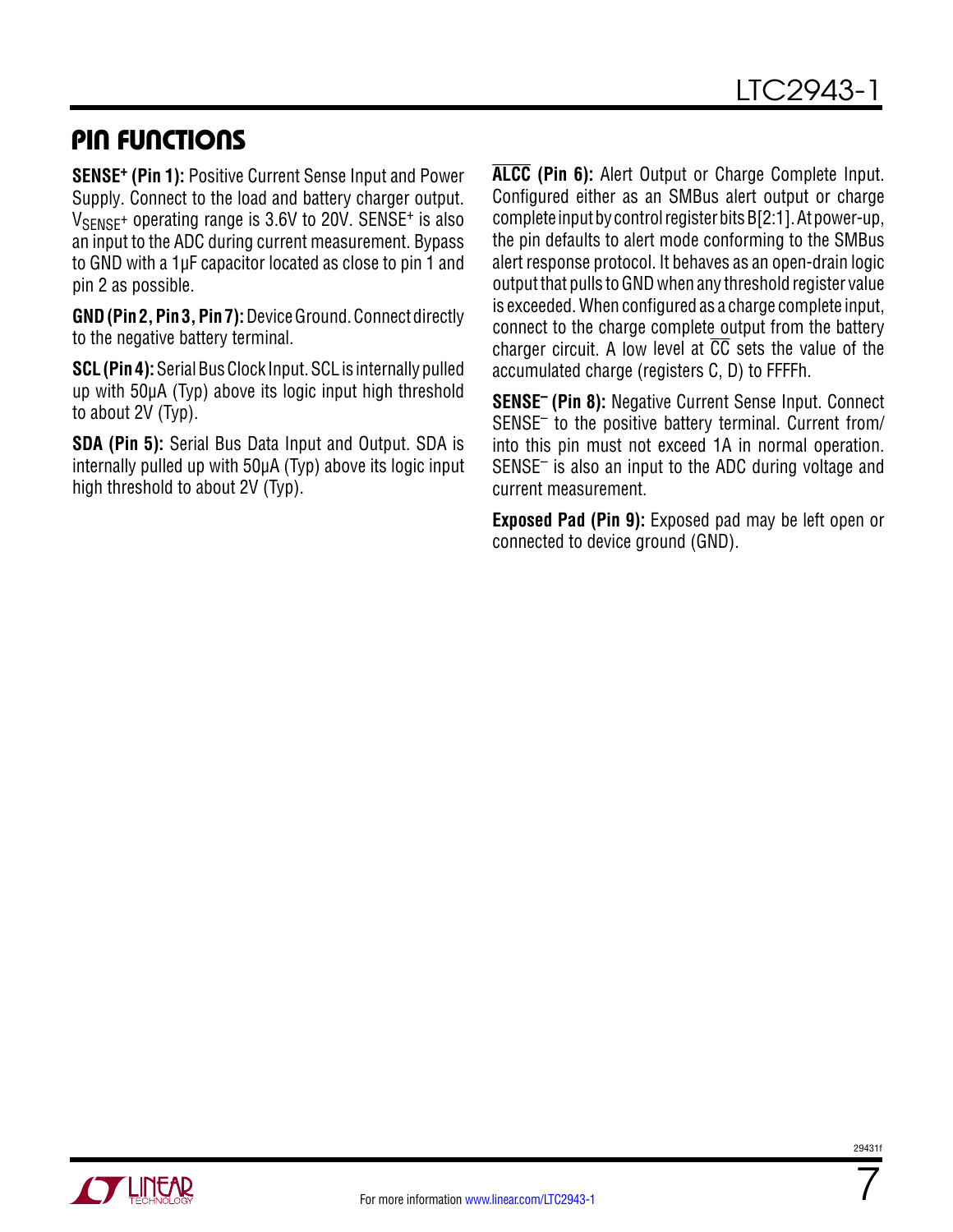## PIN FUNCTIONS

**SENSE⁺ (Pin 1):** Positive Current Sense Input and Power Supply. Connect to the load and battery charger output. $V_{SENSE^+}$ operating range is 3.6V to 20V. SENSE⁺ is also an input to the ADC during current measurement. Bypass to GND with a 1µF capacitor located as close to pin 1 and pin 2 as possible.

**GND (Pin 2, Pin 3, Pin 7):** Device Ground. Connect directly to the negative battery terminal.

**SCL (Pin 4):** Serial Bus Clock Input. SCL is internally pulled up with 50µA (Typ) above its logic input high threshold to about 2V (Typ).

**SDA (Pin 5):** Serial Bus Data Input and Output. SDA is internally pulled up with 50µA (Typ) above its logic input high threshold to about 2V (Typ).

**$\overline{\text{ALCC}}$ (Pin 6):** Alert Output or Charge Complete Input. Configured either as an SMBus alert output or charge complete input by control register bits B[2:1]. At power-up, the pin defaults to alert mode conforming to the SMBus alert response protocol. It behaves as an open-drain logic output that pulls to GND when any threshold register value is exceeded. When configured as a charge complete input, connect to the charge complete output from the battery charger circuit. A low level at $\overline{\text{CC}}$ sets the value of the accumulated charge (registers C, D) to FFFFh.

**SENSE⁻ (Pin 8):** Negative Current Sense Input. Connect SENSE⁻ to the positive battery terminal. Current from/into this pin must not exceed 1A in normal operation. SENSE⁻ is also an input to the ADC during voltage and current measurement.

**Exposed Pad (Pin 9):** Exposed pad may be left open or connected to device ground (GND).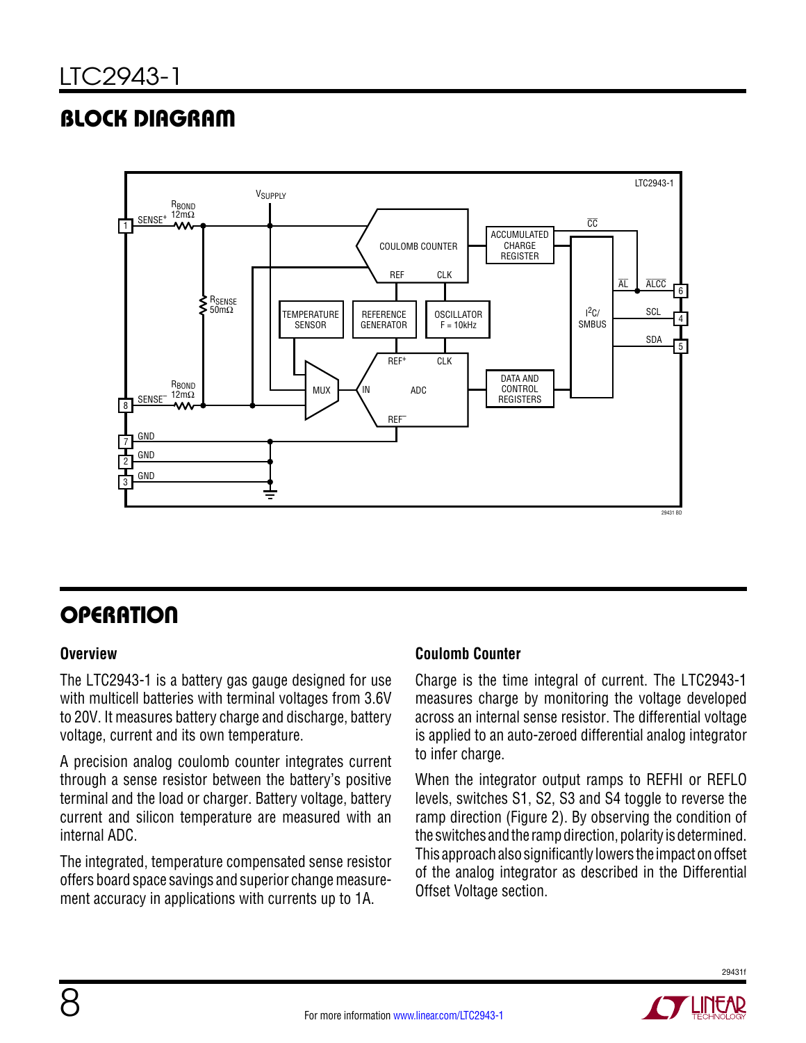## BLOCK DIAGRAM

## OPERATION

### Overview

The LTC2943-1 is a battery gas gauge designed for use with multicell batteries with terminal voltages from 3.6V to 20V. It measures battery charge and discharge, battery voltage, current and its own temperature.

A precision analog coulomb counter integrates current through a sense resistor between the battery's positive terminal and the load or charger. Battery voltage, battery current and silicon temperature are measured with an internal ADC.

The integrated, temperature compensated sense resistor offers board space savings and superior change measurement accuracy in applications with currents up to 1A.

### Coulomb Counter

Charge is the time integral of current. The LTC2943-1 measures charge by monitoring the voltage developed across an internal sense resistor. The differential voltage is applied to an auto-zeroed differential analog integrator to infer charge.

When the integrator output ramps to REFHI or REFLO levels, switches S1, S2, S3 and S4 toggle to reverse the ramp direction (Figure 2). By observing the condition of the switches and the ramp direction, polarity is determined. This approach also significantly lowers the impact on offset of the analog integrator as described in the Differential Offset Voltage section.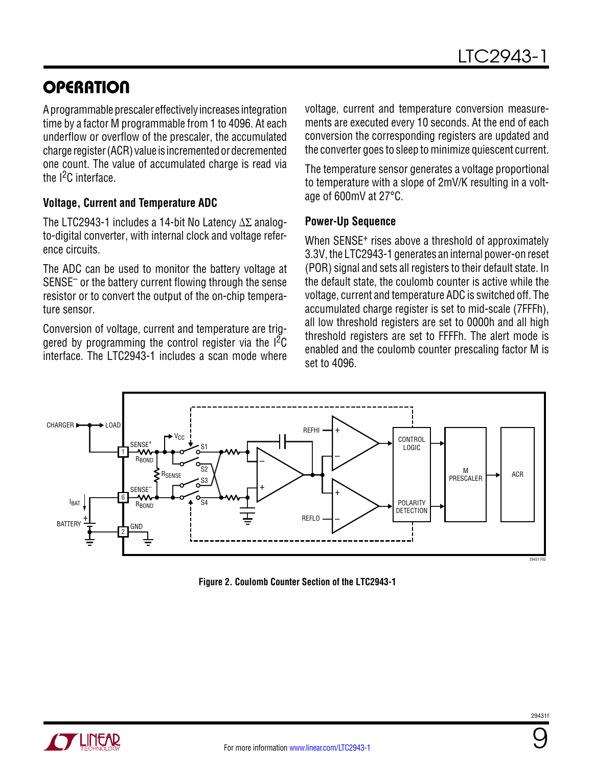## OPERATION

A programmable prescaler effectively increases integration time by a factor M programmable from 1 to 4096. At each underflow or overflow of the prescaler, the accumulated charge register (ACR) value is incremented or decremented one count. The value of accumulated charge is read via the $I^2C$ interface.

### Voltage, Current and Temperature ADC

The LTC2943-1 includes a 14-bit No Latency ΔΣ analog-to-digital converter, with internal clock and voltage reference circuits.

The ADC can be used to monitor the battery voltage at $SENSE^–$ or the battery current flowing through the sense resistor or to convert the output of the on-chip temperature sensor.

Conversion of voltage, current and temperature are triggered by programming the control register via the $I^2C$ interface. The LTC2943-1 includes a scan mode where voltage, current and temperature conversion measurements are executed every 10 seconds. At the end of each conversion the corresponding registers are updated and the converter goes to sleep to minimize quiescent current.

The temperature sensor generates a voltage proportional to temperature with a slope of 2mV/K resulting in a voltage of 600mV at 27°C.

### Power-Up Sequence

When $SENSE^+$ rises above a threshold of approximately 3.3V, the LTC2943-1 generates an internal power-on reset (POR) signal and sets all registers to their default state. In the default state, the coulomb counter is active while the voltage, current and temperature ADC is switched off. The accumulated charge register is set to mid-scale (7FFFh), all low threshold registers are set to 0000h and all high threshold registers are set to FFFFh. The alert mode is enabled and the coulomb counter prescaling factor M is set to 4096.

**Figure 2. Coulomb Counter Section of the LTC2943-1**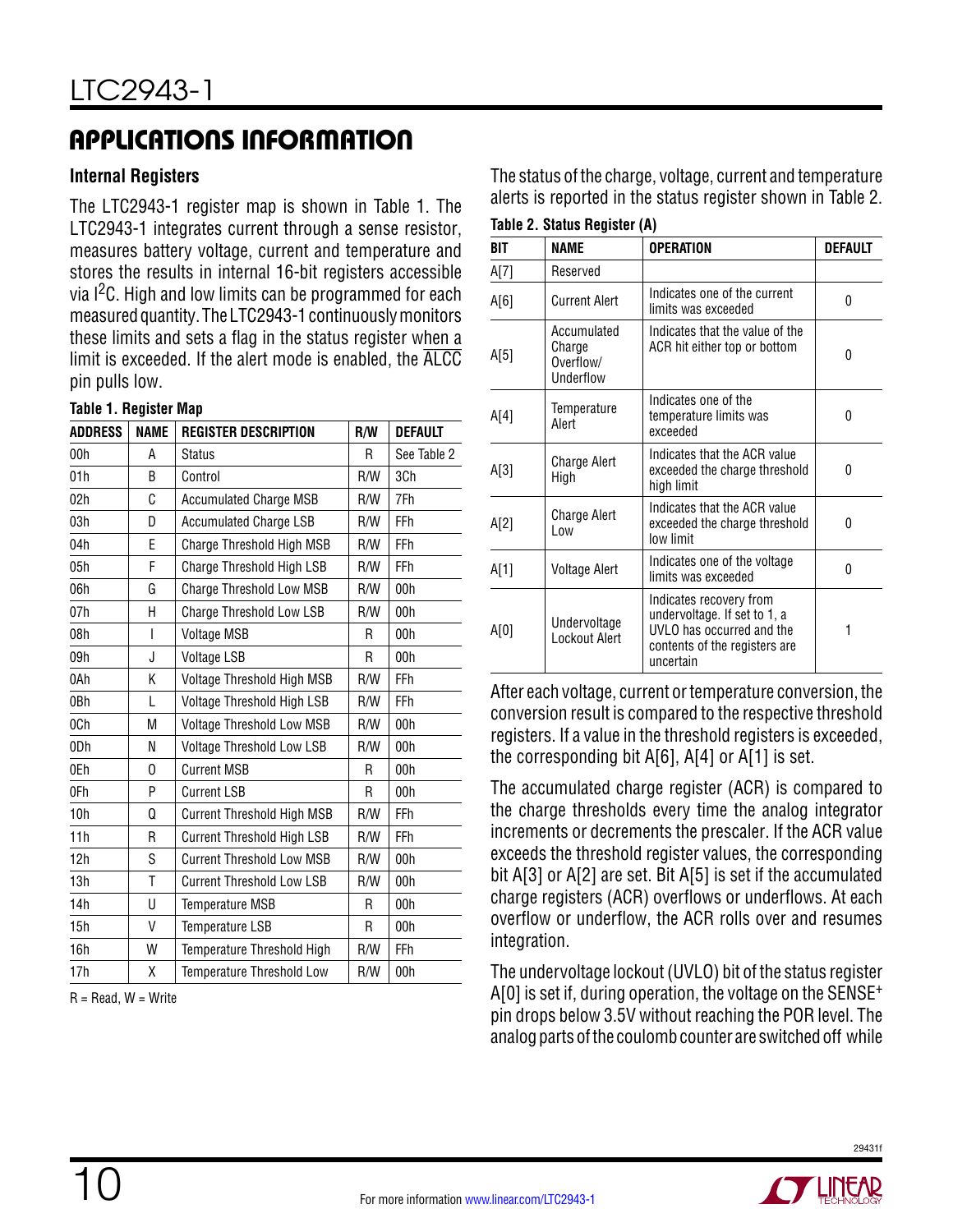## APPLICATIONS INFORMATION

### Internal Registers

The LTC2943-1 register map is shown in Table 1. The LTC2943-1 integrates current through a sense resistor, measures battery voltage, current and temperature and stores the results in internal 16-bit registers accessible via I²C. High and low limits can be programmed for each measured quantity. The LTC2943-1 continuously monitors these limits and sets a flag in the status register when a limit is exceeded. If the alert mode is enabled, the $\overline{ALCC}$ pin pulls low.

**Table 1. Register Map**

| ADDRESS | NAME | REGISTER DESCRIPTION | R/W | DEFAULT |
|---|---|---|---|---|
| 00h | A | Status | R | See Table 2 |
| 01h | B | Control | R/W | 3Ch |
| 02h | C | Accumulated Charge MSB | R/W | 7Fh |
| 03h | D | Accumulated Charge LSB | R/W | FFh |
| 04h | E | Charge Threshold High MSB | R/W | FFh |
| 05h | F | Charge Threshold High LSB | R/W | FFh |
| 06h | G | Charge Threshold Low MSB | R/W | 00h |
| 07h | H | Charge Threshold Low LSB | R/W | 00h |
| 08h | I | Voltage MSB | R | 00h |
| 09h | J | Voltage LSB | R | 00h |
| 0Ah | K | Voltage Threshold High MSB | R/W | FFh |
| 0Bh | L | Voltage Threshold High LSB | R/W | FFh |
| 0Ch | M | Voltage Threshold Low MSB | R/W | 00h |
| 0Dh | N | Voltage Threshold Low LSB | R/W | 00h |
| 0Eh | O | Current MSB | R | 00h |
| 0Fh | P | Current LSB | R | 00h |
| 10h | Q | Current Threshold High MSB | R/W | FFh |
| 11h | R | Current Threshold High LSB | R/W | FFh |
| 12h | S | Current Threshold Low MSB | R/W | 00h |
| 13h | T | Current Threshold Low LSB | R/W | 00h |
| 14h | U | Temperature MSB | R | 00h |
| 15h | V | Temperature LSB | R | 00h |
| 16h | W | Temperature Threshold High | R/W | FFh |
| 17h | X | Temperature Threshold Low | R/W | 00h |

R = Read, W = Write

The status of the charge, voltage, current and temperature alerts is reported in the status register shown in Table 2.

**Table 2. Status Register (A)**

| BIT | NAME | OPERATION | DEFAULT |
|---|---|---|---|
| A[7] | Reserved | | |
| A[6] | Current Alert | Indicates one of the current limits was exceeded | 0 |
| A[5] | Accumulated Charge Overflow/ Underflow | Indicates that the value of the ACR hit either top or bottom | 0 |
| A[4] | Temperature Alert | Indicates one of the temperature limits was exceeded | 0 |
| A[3] | Charge Alert High | Indicates that the ACR value exceeded the charge threshold high limit | 0 |
| A[2] | Charge Alert Low | Indicates that the ACR value exceeded the charge threshold low limit | 0 |
| A[1] | Voltage Alert | Indicates one of the voltage limits was exceeded | 0 |
| A[0] | Undervoltage Lockout Alert | Indicates recovery from undervoltage. If set to 1, a UVLO has occurred and the contents of the registers are uncertain | 1 |

After each voltage, current or temperature conversion, the conversion result is compared to the respective threshold registers. If a value in the threshold registers is exceeded, the corresponding bit A[6], A[4] or A[1] is set.

The accumulated charge register (ACR) is compared to the charge thresholds every time the analog integrator increments or decrements the prescaler. If the ACR value exceeds the threshold register values, the corresponding bit A[3] or A[2] are set. Bit A[5] is set if the accumulated charge registers (ACR) overflows or underflows. At each overflow or underflow, the ACR rolls over and resumes integration.

The undervoltage lockout (UVLO) bit of the status register A[0] is set if, during operation, the voltage on the SENSE⁺ pin drops below 3.5V without reaching the POR level. The analog parts of the coulomb counter are switched off while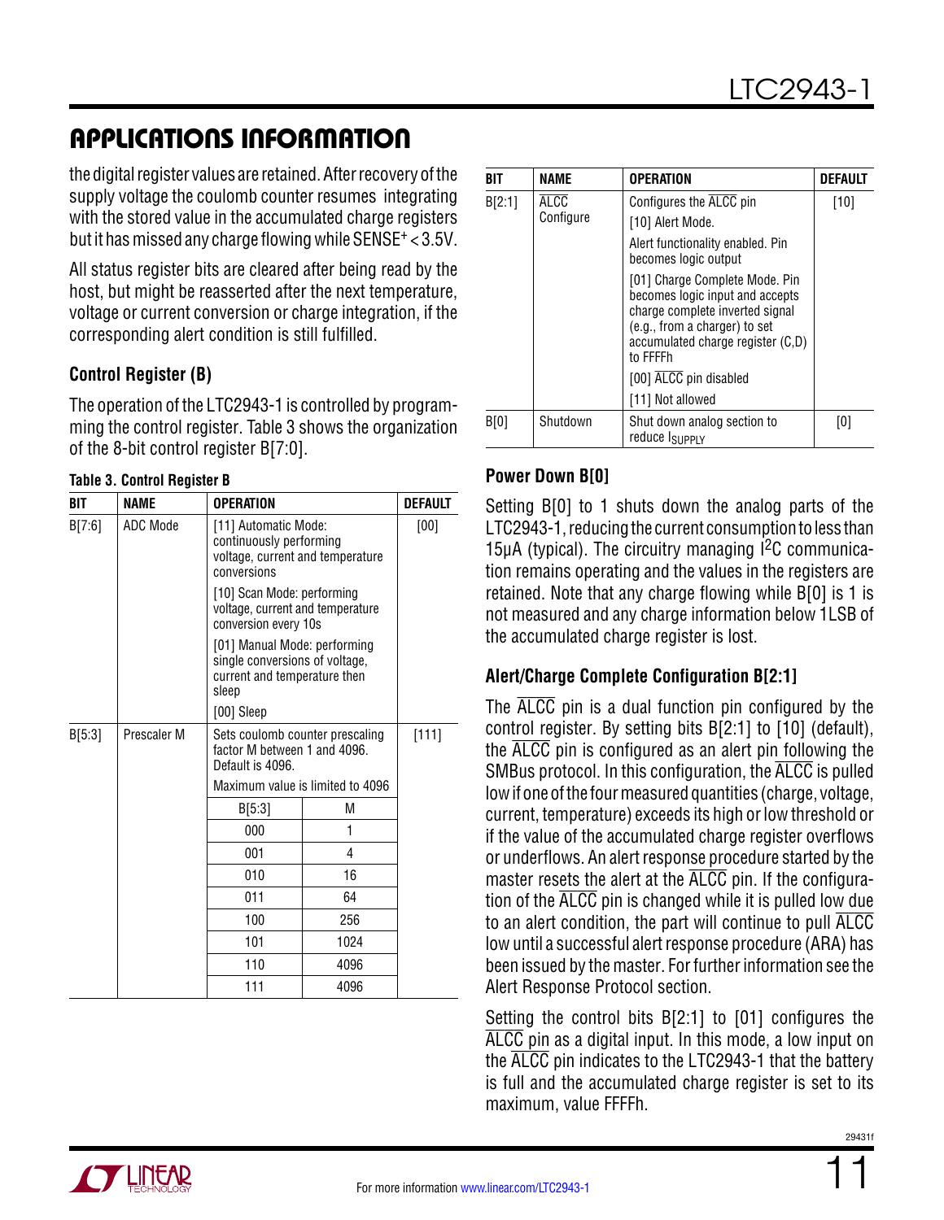## APPLICATIONS INFORMATION

the digital register values are retained. After recovery of the supply voltage the coulomb counter resumes integrating with the stored value in the accumulated charge registers but it has missed any charge flowing while $SENSE^+ < 3.5V$.

All status register bits are cleared after being read by the host, but might be reasserted after the next temperature, voltage or current conversion or charge integration, if the corresponding alert condition is still fulfilled.

### Control Register (B)

The operation of the LTC2943-1 is controlled by programming the control register. Table 3 shows the organization of the 8-bit control register B[7:0].

**Table 3. Control Register B**

| BIT | NAME | OPERATION | DEFAULT |
|---|---|---|---|
| B[7:6] | ADC Mode | [11] Automatic Mode: continuously performing voltage, current and temperature conversions<br>[10] Scan Mode: performing voltage, current and temperature conversion every 10s<br>[01] Manual Mode: performing single conversions of voltage, current and temperature then sleep<br>[00] Sleep | [00] |
| B[5:3] | Prescaler M | Sets coulomb counter prescaling factor M between 1 and 4096. Default is 4096.<br>Maximum value is limited to 4096<br>B[5:3] → M: 000 → 1; 001 → 4; 010 → 16; 011 → 64; 100 → 256; 101 → 1024; 110 → 4096; 111 → 4096 | [111] |
| B[2:1] | $\overline{\text{ALCC}}$ Configure | Configures the $\overline{\text{ALCC}}$ pin<br>[10] Alert Mode.<br>Alert functionality enabled. Pin becomes logic output<br>[01] Charge Complete Mode. Pin becomes logic input and accepts charge complete inverted signal (e.g., from a charger) to set accumulated charge register (C,D) to FFFFh<br>[00] $\overline{\text{ALCC}}$ pin disabled<br>[11] Not allowed | [10] |
| B[0] | Shutdown | Shut down analog section to reduce $I_{SUPPLY}$ | [0] |

### Power Down B[0]

Setting B[0] to 1 shuts down the analog parts of the LTC2943-1, reducing the current consumption to less than 15µA (typical). The circuitry managing I²C communication remains operating and the values in the registers are retained. Note that any charge flowing while B[0] is 1 is not measured and any charge information below 1LSB of the accumulated charge register is lost.

### Alert/Charge Complete Configuration B[2:1]

The $\overline{\text{ALCC}}$ pin is a dual function pin configured by the control register. By setting bits B[2:1] to [10] (default), the $\overline{\text{ALCC}}$ pin is configured as an alert pin following the SMBus protocol. In this configuration, the $\overline{\text{ALCC}}$ is pulled low if one of the four measured quantities (charge, voltage, current, temperature) exceeds its high or low threshold or if the value of the accumulated charge register overflows or underflows. An alert response procedure started by the master resets the alert at the $\overline{\text{ALCC}}$ pin. If the configuration of the $\overline{\text{ALCC}}$ pin is changed while it is pulled low due to an alert condition, the part will continue to pull $\overline{\text{ALCC}}$ low until a successful alert response procedure (ARA) has been issued by the master. For further information see the Alert Response Protocol section.

Setting the control bits B[2:1] to [01] configures the $\overline{\text{ALCC}}$ pin as a digital input. In this mode, a low input on the $\overline{\text{ALCC}}$ pin indicates to the LTC2943-1 that the battery is full and the accumulated charge register is set to its maximum, value FFFFh.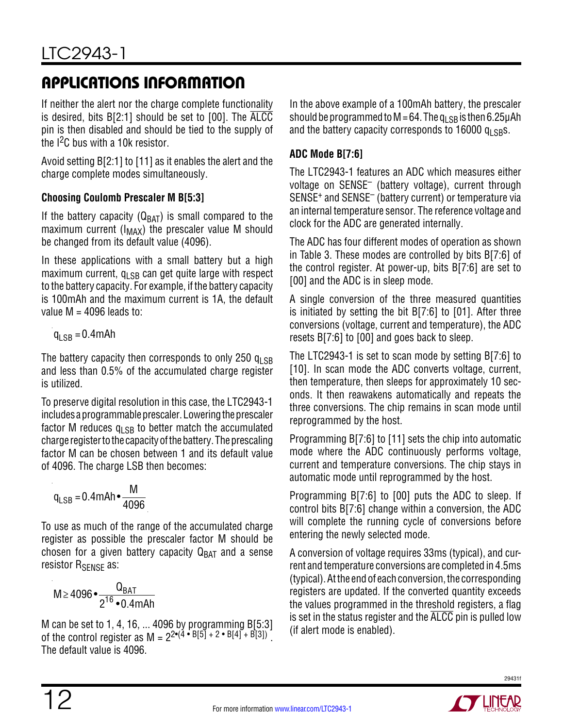## APPLICATIONS INFORMATION

If neither the alert nor the charge complete functionality is desired, bits B[2:1] should be set to [00]. The $\overline{ALCC}$ pin is then disabled and should be tied to the supply of the I²C bus with a 10k resistor.

Avoid setting B[2:1] to [11] as it enables the alert and the charge complete modes simultaneously.

### Choosing Coulomb Prescaler M B[5:3]

If the battery capacity ($Q_{BAT}$) is small compared to the maximum current ($I_{MAX}$) the prescaler value M should be changed from its default value (4096).

In these applications with a small battery but a high maximum current, $q_{LSB}$ can get quite large with respect to the battery capacity. For example, if the battery capacity is 100mAh and the maximum current is 1A, the default value M = 4096 leads to:

$$q_{LSB} = 0.4\text{mAh}$$

The battery capacity then corresponds to only 250 $q_{LSB}$ and less than 0.5% of the accumulated charge register is utilized.

To preserve digital resolution in this case, the LTC2943-1 includes a programmable prescaler. Lowering the prescaler factor M reduces $q_{LSB}$ to better match the accumulated charge register to the capacity of the battery. The prescaling factor M can be chosen between 1 and its default value of 4096. The charge LSB then becomes:

$$q_{LSB} = 0.4\text{mAh} \bullet \frac{M}{4096}$$

To use as much of the range of the accumulated charge register as possible the prescaler factor M should be chosen for a given battery capacity $Q_{BAT}$ and a sense resistor $R_{SENSE}$ as:

$$M \geq 4096 \bullet \frac{Q_{BAT}}{2^{16} \bullet 0.4\text{mAh}}$$

M can be set to 1, 4, 16, ... 4096 by programming B[5:3] of the control register as $M = 2^{2 \bullet (4 \bullet B[5] + 2 \bullet B[4] + B[3])}$. The default value is 4096.

In the above example of a 100mAh battery, the prescaler should be programmed to M = 64. The $q_{LSB}$ is then 6.25µAh and the battery capacity corresponds to 16000 $q_{LSB}$s.

### ADC Mode B[7:6]

The LTC2943-1 features an ADC which measures either voltage on SENSE⁻ (battery voltage), current through SENSE⁺ and SENSE⁻ (battery current) or temperature via an internal temperature sensor. The reference voltage and clock for the ADC are generated internally.

The ADC has four different modes of operation as shown in Table 3. These modes are controlled by bits B[7:6] of the control register. At power-up, bits B[7:6] are set to [00] and the ADC is in sleep mode.

A single conversion of the three measured quantities is initiated by setting the bit B[7:6] to [01]. After three conversions (voltage, current and temperature), the ADC resets B[7:6] to [00] and goes back to sleep.

The LTC2943-1 is set to scan mode by setting B[7:6] to [10]. In scan mode the ADC converts voltage, current, then temperature, then sleeps for approximately 10 seconds. It then reawakens automatically and repeats the three conversions. The chip remains in scan mode until reprogrammed by the host.

Programming B[7:6] to [11] sets the chip into automatic mode where the ADC continuously performs voltage, current and temperature conversions. The chip stays in automatic mode until reprogrammed by the host.

Programming B[7:6] to [00] puts the ADC to sleep. If control bits B[7:6] change within a conversion, the ADC will complete the running cycle of conversions before entering the newly selected mode.

A conversion of voltage requires 33ms (typical), and current and temperature conversions are completed in 4.5ms (typical). At the end of each conversion, the corresponding registers are updated. If the converted quantity exceeds the values programmed in the threshold registers, a flag is set in the status register and the $\overline{ALCC}$ pin is pulled low (if alert mode is enabled).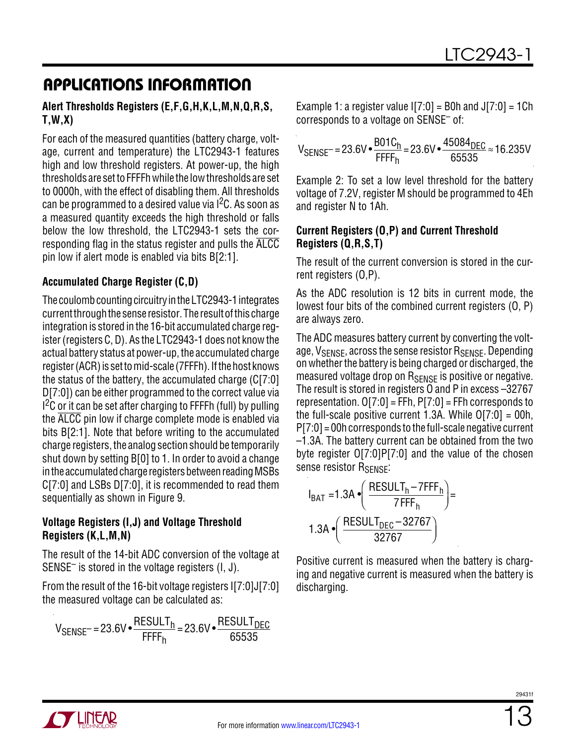## APPLICATIONS INFORMATION

### Alert Thresholds Registers (E,F,G,H,K,L,M,N,Q,R,S,T,W,X)

For each of the measured quantities (battery charge, voltage, current and temperature) the LTC2943-1 features high and low threshold registers. At power-up, the high thresholds are set to FFFFh while the low thresholds are set to 0000h, with the effect of disabling them. All thresholds can be programmed to a desired value via $I^2C$. As soon as a measured quantity exceeds the high threshold or falls below the low threshold, the LTC2943-1 sets the corresponding flag in the status register and pulls the $\overline{ALCC}$ pin low if alert mode is enabled via bits B[2:1].

### Accumulated Charge Register (C,D)

The coulomb counting circuitry in the LTC2943-1 integrates current through the sense resistor. The result of this charge integration is stored in the 16-bit accumulated charge register (registers C, D). As the LTC2943-1 does not know the actual battery status at power-up, the accumulated charge register (ACR) is set to mid-scale (7FFFh). If the host knows the status of the battery, the accumulated charge (C[7:0] D[7:0]) can be either programmed to the correct value via $I^2C$ or it can be set after charging to FFFFh (full) by pulling the $\overline{ALCC}$ pin low if charge complete mode is enabled via bits B[2:1]. Note that before writing to the accumulated charge registers, the analog section should be temporarily shut down by setting B[0] to 1. In order to avoid a change in the accumulated charge registers between reading MSBs C[7:0] and LSBs D[7:0], it is recommended to read them sequentially as shown in Figure 9.

### Voltage Registers (I,J) and Voltage Threshold Registers (K,L,M,N)

The result of the 14-bit ADC conversion of the voltage at SENSE⁻ is stored in the voltage registers (I, J).

From the result of the 16-bit voltage registers I[7:0]J[7:0] the measured voltage can be calculated as:

$$V_{SENSE^-} = 23.6V \cdot \frac{RESULT_h}{FFFF_h} = 23.6V \cdot \frac{RESULT_{DEC}}{65535}$$

Example 1: a register value I[7:0] = B0h and J[7:0] = 1Ch corresponds to a voltage on SENSE⁻ of:

$$V_{SENSE^-} = 23.6V \cdot \frac{B01C_h}{FFFF_h} = 23.6V \cdot \frac{45084_{DEC}}{65535} \approx 16.235V$$

Example 2: To set a low level threshold for the battery voltage of 7.2V, register M should be programmed to 4Eh and register N to 1Ah.

### Current Registers (O,P) and Current Threshold Registers (Q,R,S,T)

The result of the current conversion is stored in the current registers (O,P).

As the ADC resolution is 12 bits in current mode, the lowest four bits of the combined current registers (O, P) are always zero.

The ADC measures battery current by converting the voltage, $V_{SENSE}$, across the sense resistor $R_{SENSE}$. Depending on whether the battery is being charged or discharged, the measured voltage drop on $R_{SENSE}$ is positive or negative. The result is stored in registers O and P in excess –32767 representation. O[7:0] = FFh, P[7:0] = FFh corresponds to the full-scale positive current 1.3A. While O[7:0] = 00h, P[7:0] = 00h corresponds to the full-scale negative current –1.3A. The battery current can be obtained from the two byte register O[7:0]P[7:0] and the value of the chosen sense resistor $R_{SENSE}$:

$$I_{BAT} = 1.3A \cdot \left( \frac{RESULT_h - 7FFF_h}{7FFF_h} \right) = 1.3A \cdot \left( \frac{RESULT_{DEC} - 32767}{32767} \right)$$

Positive current is measured when the battery is charging and negative current is measured when the battery is discharging.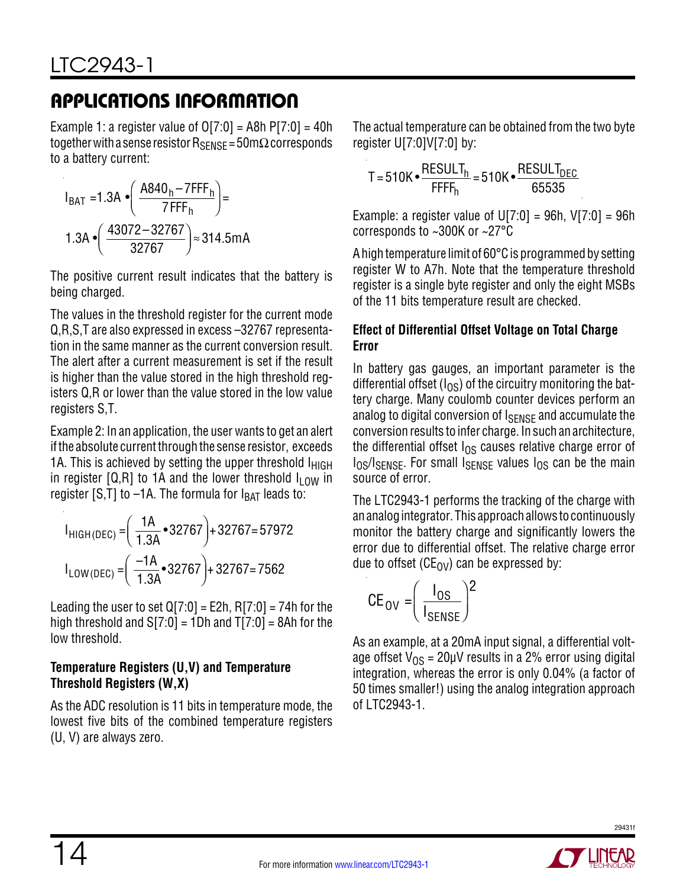## APPLICATIONS INFORMATION

Example 1: a register value of O[7:0] = A8h P[7:0] = 40h together with a sense resistor $R_{SENSE}$ = 50mΩ corresponds to a battery current:

$$I_{BAT} = 1.3A \bullet \left( \frac{A840_h - 7FFF_h}{7FFF_h} \right) =$$

$$1.3A \bullet \left( \frac{43072 - 32767}{32767} \right) \approx 314.5mA$$

The positive current result indicates that the battery is being charged.

The values in the threshold register for the current mode Q,R,S,T are also expressed in excess –32767 representation in the same manner as the current conversion result. The alert after a current measurement is set if the result is higher than the value stored in the high threshold registers Q,R or lower than the value stored in the low value registers S,T.

Example 2: In an application, the user wants to get an alert if the absolute current through the sense resistor, exceeds 1A. This is achieved by setting the upper threshold $I_{HIGH}$ in register [Q,R] to 1A and the lower threshold $I_{LOW}$ in register [S,T] to –1A. The formula for $I_{BAT}$ leads to:

$$I_{HIGH(DEC)} = \left( \frac{1A}{1.3A} \bullet 32767 \right) + 32767 = 57972$$

$$I_{LOW(DEC)} = \left( \frac{-1A}{1.3A} \bullet 32767 \right) + 32767 = 7562$$

Leading the user to set Q[7:0] = E2h, R[7:0] = 74h for the high threshold and S[7:0] = 1Dh and T[7:0] = 8Ah for the low threshold.

### Temperature Registers (U,V) and Temperature Threshold Registers (W,X)

As the ADC resolution is 11 bits in temperature mode, the lowest five bits of the combined temperature registers (U, V) are always zero.

The actual temperature can be obtained from the two byte register U[7:0]V[7:0] by:

$$T = 510K \bullet \frac{RESULT_h}{FFFF_h} = 510K \bullet \frac{RESULT_{DEC}}{65535}$$

Example: a register value of U[7:0] = 96h, V[7:0] = 96h corresponds to ~300K or ~27°C

A high temperature limit of 60°C is programmed by setting register W to A7h. Note that the temperature threshold register is a single byte register and only the eight MSBs of the 11 bits temperature result are checked.

### Effect of Differential Offset Voltage on Total Charge Error

In battery gas gauges, an important parameter is the differential offset ($I_{OS}$) of the circuitry monitoring the battery charge. Many coulomb counter devices perform an analog to digital conversion of $I_{SENSE}$ and accumulate the conversion results to infer charge. In such an architecture, the differential offset $I_{OS}$ causes relative charge error of $I_{OS}/I_{SENSE}$. For small $I_{SENSE}$ values $I_{OS}$ can be the main source of error.

The LTC2943-1 performs the tracking of the charge with an analog integrator. This approach allows to continuously monitor the battery charge and significantly lowers the error due to differential offset. The relative charge error due to offset ($CE_{OV}$) can be expressed by:

$$CE_{OV} = \left( \frac{I_{OS}}{I_{SENSE}} \right)^2$$

As an example, at a 20mA input signal, a differential voltage offset $V_{OS}$ = 20µV results in a 2% error using digital integration, whereas the error is only 0.04% (a factor of 50 times smaller!) using the analog integration approach of LTC2943-1.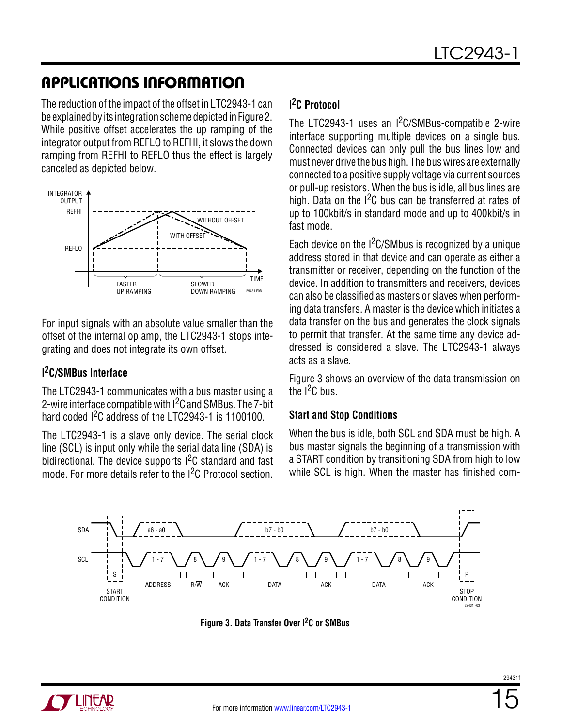## APPLICATIONS INFORMATION

The reduction of the impact of the offset in LTC2943-1 can be explained by its integration scheme depicted in Figure 2. While positive offset accelerates the up ramping of the integrator output from REFLO to REFHI, it slows the down ramping from REFHI to REFLO thus the effect is largely canceled as depicted below.

For input signals with an absolute value smaller than the offset of the internal op amp, the LTC2943-1 stops integrating and does not integrate its own offset.

### I²C/SMBus Interface

The LTC2943-1 communicates with a bus master using a 2-wire interface compatible with I²C and SMBus. The 7-bit hard coded I²C address of the LTC2943-1 is 1100100.

The LTC2943-1 is a slave only device. The serial clock line (SCL) is input only while the serial data line (SDA) is bidirectional. The device supports I²C standard and fast mode. For more details refer to the I²C Protocol section.

### I²C Protocol

The LTC2943-1 uses an I²C/SMBus-compatible 2-wire interface supporting multiple devices on a single bus. Connected devices can only pull the bus lines low and must never drive the bus high. The bus wires are externally connected to a positive supply voltage via current sources or pull-up resistors. When the bus is idle, all bus lines are high. Data on the I²C bus can be transferred at rates of up to 100kbit/s in standard mode and up to 400kbit/s in fast mode.

Each device on the I²C/SMbus is recognized by a unique address stored in that device and can operate as either a transmitter or receiver, depending on the function of the device. In addition to transmitters and receivers, devices can also be classified as masters or slaves when performing data transfers. A master is the device which initiates a data transfer on the bus and generates the clock signals to permit that transfer. At the same time any device addressed is considered a slave. The LTC2943-1 always acts as a slave.

Figure 3 shows an overview of the data transmission on the I²C bus.

### Start and Stop Conditions

When the bus is idle, both SCL and SDA must be high. A bus master signals the beginning of a transmission with a START condition by transitioning SDA from high to low while SCL is high. When the master has finished com-

**Figure 3. Data Transfer Over I²C or SMBus**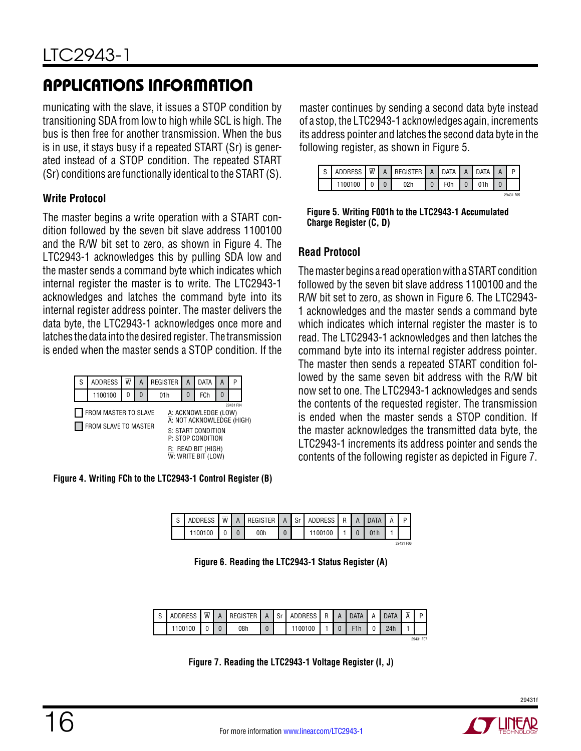## APPLICATIONS INFORMATION

municating with the slave, it issues a STOP condition by transitioning SDA from low to high while SCL is high. The bus is then free for another transmission. When the bus is in use, it stays busy if a repeated START (Sr) is generated instead of a STOP condition. The repeated START (Sr) conditions are functionally identical to the START (S).

### Write Protocol

The master begins a write operation with a START condition followed by the seven bit slave address 1100100 and the R/W bit set to zero, as shown in Figure 4. The LTC2943-1 acknowledges this by pulling SDA low and the master sends a command byte which indicates which internal register the master is to write. The LTC2943-1 acknowledges and latches the command byte into its internal register address pointer. The master delivers the data byte, the LTC2943-1 acknowledges once more and latches the data into the desired register. The transmission is ended when the master sends a STOP condition. If the master continues by sending a second data byte instead of a stop, the LTC2943-1 acknowledges again, increments its address pointer and latches the second data byte in the following register, as shown in Figure 5.

| S | ADDRESS | W̄ | A | REGISTER | A | DATA | A | P |
|---|---|---|---|---|---|---|---|---|
| | 1100100 | 0 | 0 | 01h | 0 | FCh | 0 | |

FROM MASTER TO SLAVE
FROM SLAVE TO MASTER

A: ACKNOWLEDGE (LOW)
Ā: NOT ACKNOWLEDGE (HIGH)
S: START CONDITION
P: STOP CONDITION
R: READ BIT (HIGH)
W̄: WRITE BIT (LOW)

**Figure 4. Writing FCh to the LTC2943-1 Control Register (B)**

| S | ADDRESS | W̄ | A | REGISTER | A | DATA | A | DATA | A | P |
|---|---|---|---|---|---|---|---|---|---|---|
| | 1100100 | 0 | 0 | 02h | 0 | F0h | 0 | 01h | 0 | |

**Figure 5. Writing F001h to the LTC2943-1 Accumulated Charge Register (C, D)**

### Read Protocol

The master begins a read operation with a START condition followed by the seven bit slave address 1100100 and the R/W bit set to zero, as shown in Figure 6. The LTC2943-1 acknowledges and the master sends a command byte which indicates which internal register the master is to read. The LTC2943-1 acknowledges and then latches the command byte into its internal register address pointer. The master then sends a repeated START condition followed by the same seven bit address with the R/W bit now set to one. The LTC2943-1 acknowledges and sends the contents of the requested register. The transmission is ended when the master sends a STOP condition. If the master acknowledges the transmitted data byte, the LTC2943-1 increments its address pointer and sends the contents of the following register as depicted in Figure 7.

| S | ADDRESS | W̄ | A | REGISTER | A | Sr | ADDRESS | R | A | DATA | Ā | P |
|---|---|---|---|---|---|---|---|---|---|---|---|---|
| | 1100100 | 0 | 0 | 00h | 0 | | 1100100 | 1 | 0 | 01h | 1 | |

**Figure 6. Reading the LTC2943-1 Status Register (A)**

| S | ADDRESS | W̄ | A | REGISTER | A | Sr | ADDRESS | R | A | DATA | A | DATA | Ā | P |
|---|---|---|---|---|---|---|---|---|---|---|---|---|---|---|
| | 1100100 | 0 | 0 | 08h | 0 | | 1100100 | 1 | 0 | F1h | 0 | 24h | 1 | |

**Figure 7. Reading the LTC2943-1 Voltage Register (I, J)**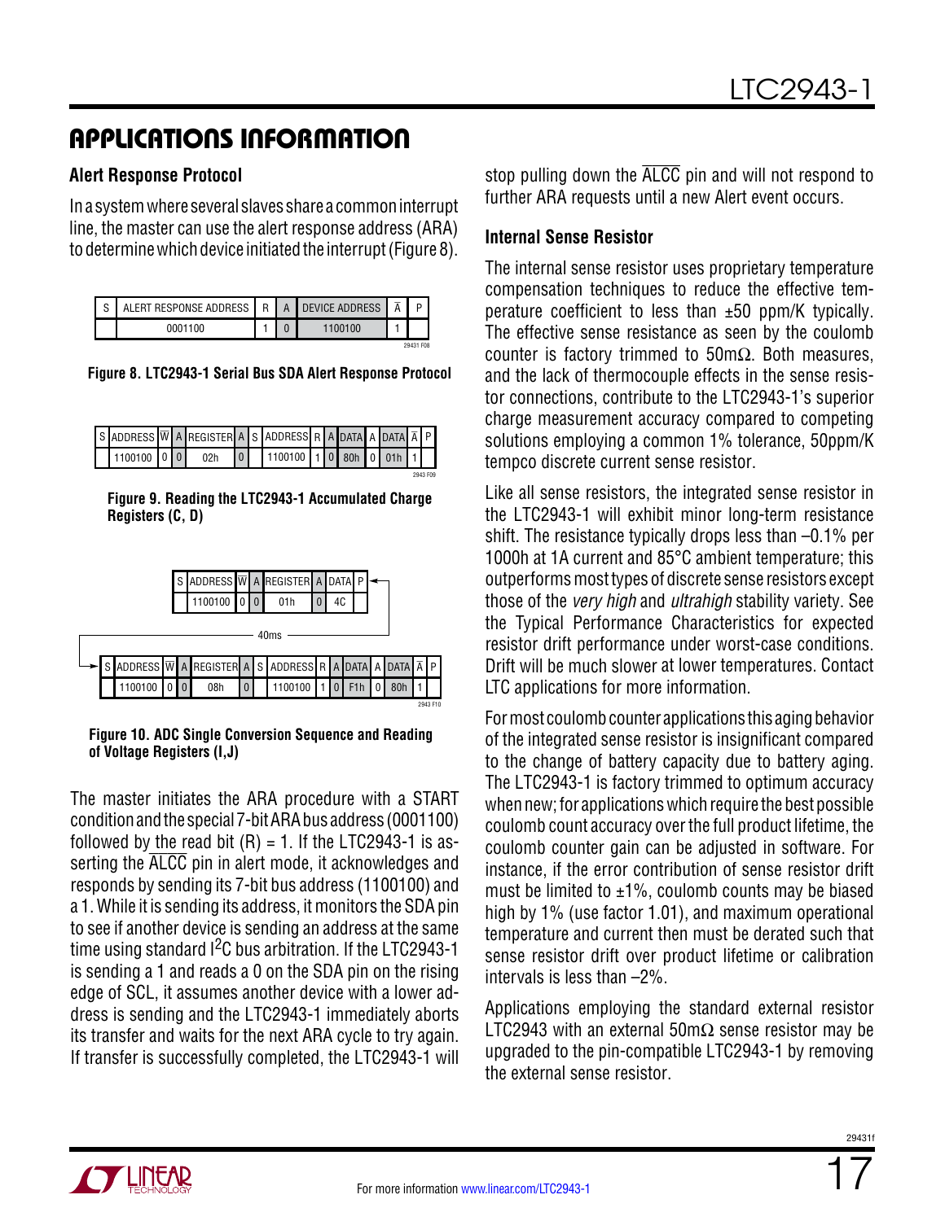## APPLICATIONS INFORMATION

### Alert Response Protocol

In a system where several slaves share a common interrupt line, the master can use the alert response address (ARA) to determine which device initiated the interrupt (Figure 8).

| S | ALERT RESPONSE ADDRESS | R | A | DEVICE ADDRESS | Ā | P |
|---|---|---|---|---|---|---|
| | 0001100 | 1 | 0 | 1100100 | 1 | |

**Figure 8. LTC2943-1 Serial Bus SDA Alert Response Protocol**

| S | ADDRESS | W̄ | A | REGISTER | A | S | ADDRESS | R | A | DATA | A | DATA | Ā | P |
|---|---|---|---|---|---|---|---|---|---|---|---|---|---|---|
| | 1100100 | 0 | 0 | 02h | 0 | | 1100100 | 1 | 0 | 80h | 0 | 01h | 1 | |

**Figure 9. Reading the LTC2943-1 Accumulated Charge Registers (C, D)**

| S | ADDRESS | W̄ | A | REGISTER | A | DATA | P |
|---|---|---|---|---|---|---|---|
| | 1100100 | 0 | 0 | 01h | 0 | 4C | |

40ms

| S | ADDRESS | W̄ | A | REGISTER | A | S | ADDRESS | R | A | DATA | A | DATA | Ā | P |
|---|---|---|---|---|---|---|---|---|---|---|---|---|---|---|
| | 1100100 | 0 | 0 | 08h | 0 | | 1100100 | 1 | 0 | F1h | 0 | 80h | 1 | |

**Figure 10. ADC Single Conversion Sequence and Reading of Voltage Registers (I,J)**

The master initiates the ARA procedure with a START condition and the special 7-bit ARA bus address (0001100) followed by the read bit (R) = 1. If the LTC2943-1 is asserting the ALCC pin in alert mode, it acknowledges and responds by sending its 7-bit bus address (1100100) and a 1. While it is sending its address, it monitors the SDA pin to see if another device is sending an address at the same time using standard I[2]C bus arbitration. If the LTC2943-1 is sending a 1 and reads a 0 on the SDA pin on the rising edge of SCL, it assumes another device with a lower address is sending and the LTC2943-1 immediately aborts its transfer and waits for the next ARA cycle to try again. If transfer is successfully completed, the LTC2943-1 will stop pulling down the ALCC pin and will not respond to further ARA requests until a new Alert event occurs.

### Internal Sense Resistor

The internal sense resistor uses proprietary temperature compensation techniques to reduce the effective temperature coefficient to less than ±50 ppm/K typically. The effective sense resistance as seen by the coulomb counter is factory trimmed to 50mΩ. Both measures, and the lack of thermocouple effects in the sense resistor connections, contribute to the LTC2943-1's superior charge measurement accuracy compared to competing solutions employing a common 1% tolerance, 50ppm/K tempco discrete current sense resistor.

Like all sense resistors, the integrated sense resistor in the LTC2943-1 will exhibit minor long-term resistance shift. The resistance typically drops less than –0.1% per 1000h at 1A current and 85°C ambient temperature; this outperforms most types of discrete sense resistors except those of the *very high* and *ultrahigh* stability variety. See the Typical Performance Characteristics for expected resistor drift performance under worst-case conditions. Drift will be much slower at lower temperatures. Contact LTC applications for more information.

For most coulomb counter applications this aging behavior of the integrated sense resistor is insignificant compared to the change of battery capacity due to battery aging. The LTC2943-1 is factory trimmed to optimum accuracy when new; for applications which require the best possible coulomb count accuracy over the full product lifetime, the coulomb counter gain can be adjusted in software. For instance, if the error contribution of sense resistor drift must be limited to ±1%, coulomb counts may be biased high by 1% (use factor 1.01), and maximum operational temperature and current then must be derated such that sense resistor drift over product lifetime or calibration intervals is less than –2%.

Applications employing the standard external resistor LTC2943 with an external 50mΩ sense resistor may be upgraded to the pin-compatible LTC2943-1 by removing the external sense resistor.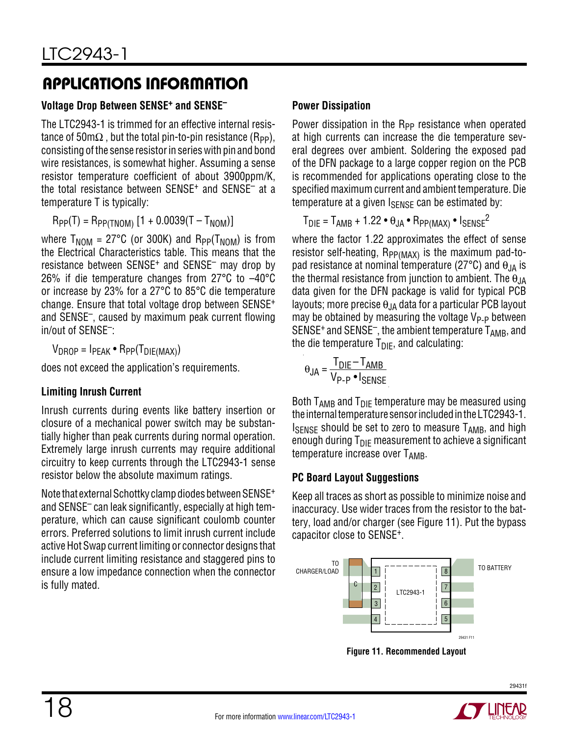## APPLICATIONS INFORMATION

### Voltage Drop Between SENSE+ and SENSE–

The LTC2943-1 is trimmed for an effective internal resistance of 50mΩ, but the total pin-to-pin resistance ($R_{PP}$), consisting of the sense resistor in series with pin and bond wire resistances, is somewhat higher. Assuming a sense resistor temperature coefficient of about 3900ppm/K, the total resistance between SENSE+ and SENSE– at a temperature T is typically:

$$R_{PP}(T) = R_{PP(TNOM)}\,[1 + 0.0039(T - T_{NOM})]$$

where $T_{NOM}$ = 27°C (or 300K) and $R_{PP}(T_{NOM})$ is from the Electrical Characteristics table. This means that the resistance between SENSE+ and SENSE– may drop by 26% if die temperature changes from 27°C to –40°C or increase by 23% for a 27°C to 85°C die temperature change. Ensure that total voltage drop between SENSE+ and SENSE–, caused by maximum peak current flowing in/out of SENSE–:

$$V_{DROP} = I_{PEAK} \bullet R_{PP}(T_{DIE(MAX)})$$

does not exceed the application's requirements.

### Limiting Inrush Current

Inrush currents during events like battery insertion or closure of a mechanical power switch may be substantially higher than peak currents during normal operation. Extremely large inrush currents may require additional circuitry to keep currents through the LTC2943-1 sense resistor below the absolute maximum ratings.

Note that external Schottky clamp diodes between SENSE+ and SENSE– can leak significantly, especially at high temperature, which can cause significant coulomb counter errors. Preferred solutions to limit inrush current include active Hot Swap current limiting or connector designs that include current limiting resistance and staggered pins to ensure a low impedance connection when the connector is fully mated.

### Power Dissipation

Power dissipation in the $R_{PP}$ resistance when operated at high currents can increase the die temperature several degrees over ambient. Soldering the exposed pad of the DFN package to a large copper region on the PCB is recommended for applications operating close to the specified maximum current and ambient temperature. Die temperature at a given $I_{SENSE}$ can be estimated by:

$$T_{DIE} = T_{AMB} + 1.22 \bullet \theta_{JA} \bullet R_{PP(MAX)} \bullet I_{SENSE}^2$$

where the factor 1.22 approximates the effect of sense resistor self-heating, $R_{PP(MAX)}$ is the maximum pad-to-pad resistance at nominal temperature (27°C) and $\theta_{JA}$ is the thermal resistance from junction to ambient. The $\theta_{JA}$ data given for the DFN package is valid for typical PCB layouts; more precise $\theta_{JA}$ data for a particular PCB layout may be obtained by measuring the voltage $V_{P-P}$ between SENSE+ and SENSE–, the ambient temperature $T_{AMB}$, and the die temperature $T_{DIE}$, and calculating:

$$\theta_{JA} = \frac{T_{DIE} - T_{AMB}}{V_{P-P} \bullet I_{SENSE}}$$

Both $T_{AMB}$ and $T_{DIE}$ temperature may be measured using the internal temperature sensor included in the LTC2943-1. $I_{SENSE}$ should be set to zero to measure $T_{AMB}$, and high enough during $T_{DIE}$ measurement to achieve a significant temperature increase over $T_{AMB}$.

### PC Board Layout Suggestions

Keep all traces as short as possible to minimize noise and inaccuracy. Use wider traces from the resistor to the battery, load and/or charger (see Figure 11). Put the bypass capacitor close to SENSE+.

Figure 11. Recommended Layout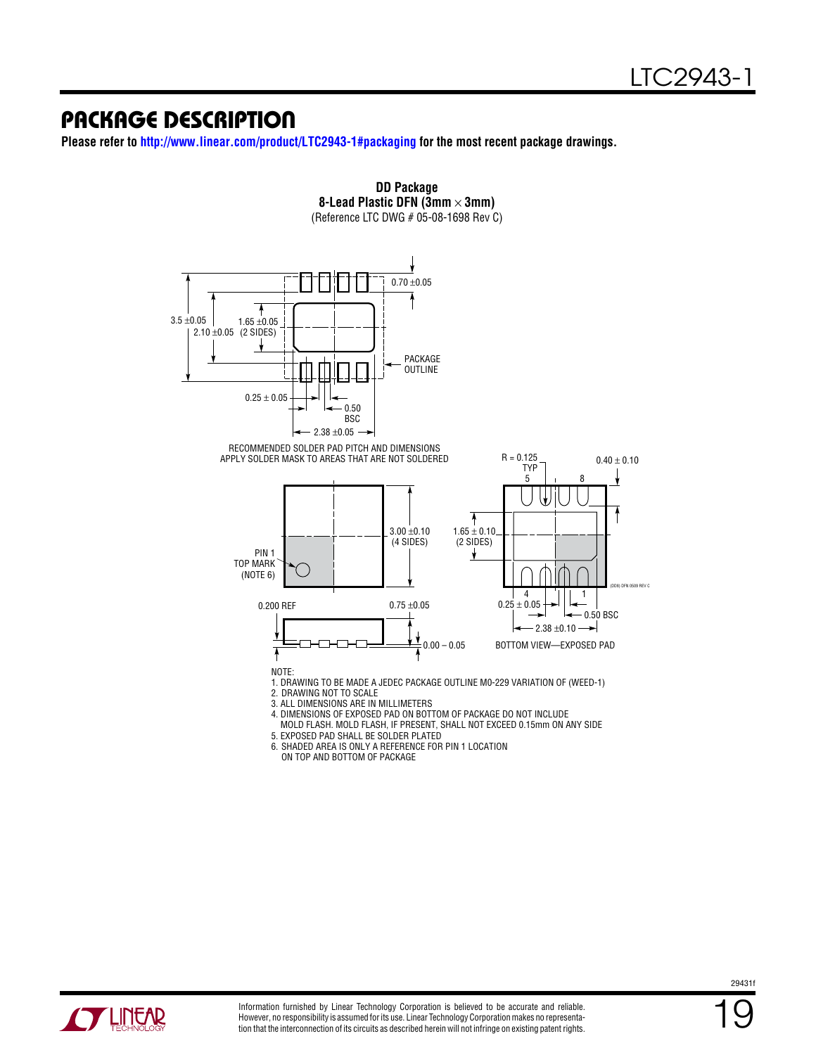## PACKAGE DESCRIPTION

**Please refer to http://www.linear.com/product/LTC2943-1#packaging for the most recent package drawings.**

**DD Package**
**8-Lead Plastic DFN (3mm × 3mm)**
(Reference LTC DWG # 05-08-1698 Rev C)

0.70 ±0.05

3.5 ±0.05

1.65 ±0.05

2.10 ±0.05 (2 SIDES)

PACKAGE OUTLINE

0.25 ± 0.05

0.50 BSC

2.38 ±0.05

RECOMMENDED SOLDER PAD PITCH AND DIMENSIONS
APPLY SOLDER MASK TO AREAS THAT ARE NOT SOLDERED

3.00 ±0.10 (4 SIDES)

PIN 1 TOP MARK (NOTE 6)

0.200 REF

0.75 ±0.05

0.00 – 0.05

R = 0.125 TYP

0.40 ± 0.10

1.65 ± 0.10 (2 SIDES)

0.25 ± 0.05

0.50 BSC

2.38 ±0.10

BOTTOM VIEW—EXPOSED PAD

(DD8) DFN 0509 REV C

NOTE:
1. DRAWING TO BE MADE A JEDEC PACKAGE OUTLINE M0-229 VARIATION OF (WEED-1)
2. DRAWING NOT TO SCALE
3. ALL DIMENSIONS ARE IN MILLIMETERS
4. DIMENSIONS OF EXPOSED PAD ON BOTTOM OF PACKAGE DO NOT INCLUDE MOLD FLASH. MOLD FLASH, IF PRESENT, SHALL NOT EXCEED 0.15mm ON ANY SIDE
5. EXPOSED PAD SHALL BE SOLDER PLATED
6. SHADED AREA IS ONLY A REFERENCE FOR PIN 1 LOCATION ON TOP AND BOTTOM OF PACKAGE

Information furnished by Linear Technology Corporation is believed to be accurate and reliable. However, no responsibility is assumed for its use. Linear Technology Corporation makes no representation that the interconnection of its circuits as described herein will not infringe on existing patent rights.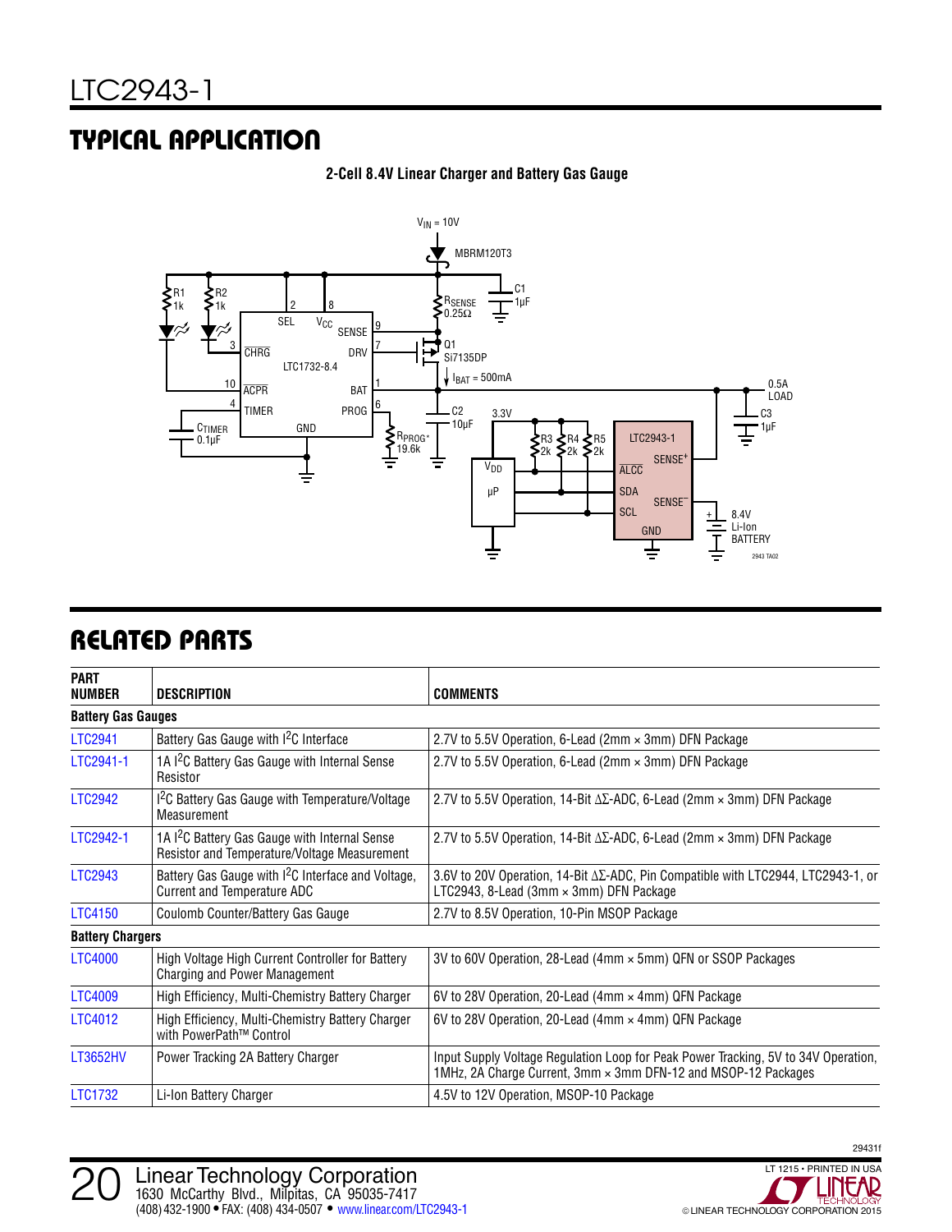## TYPICAL APPLICATION

**2-Cell 8.4V Linear Charger and Battery Gas Gauge**

$V_{IN}$ = 10V
MBRM120T3
C1
1µF
R1
1k
R2
1k
2
8
SEL
$V_{CC}$
SENSE
9
$R_{SENSE}$
0.25Ω
3
$\overline{CHRG}$
DRV
7
Q1
Si7135DP
LTC1732-8.4
$I_{BAT}$ = 500mA
10
$\overline{ACPR}$
BAT
1
0.5A
LOAD
4
TIMER
PROG
6
C2
10µF
3.3V
C3
1µF
$C_{TIMER}$
0.1µF
GND
$R_{PROG}$*
19.6k
R3
2k
R4
2k
R5
2k
LTC2943-1
$V_{DD}$
SENSE⁺
$\overline{ALCC}$
µP
SDA
SENSE⁻
SCL
8.4V
Li-Ion
BATTERY
GND
2943 TA02

## RELATED PARTS

| PART NUMBER | DESCRIPTION | COMMENTS |
|---|---|---|
| **Battery Gas Gauges** | | |
| LTC2941 | Battery Gas Gauge with $I^2C$ Interface | 2.7V to 5.5V Operation, 6-Lead (2mm × 3mm) DFN Package |
| LTC2941-1 | 1A $I^2C$ Battery Gas Gauge with Internal Sense Resistor | 2.7V to 5.5V Operation, 6-Lead (2mm × 3mm) DFN Package |
| LTC2942 | $I^2C$ Battery Gas Gauge with Temperature/Voltage Measurement | 2.7V to 5.5V Operation, 14-Bit ΔΣ-ADC, 6-Lead (2mm × 3mm) DFN Package |
| LTC2942-1 | 1A $I^2C$ Battery Gas Gauge with Internal Sense Resistor and Temperature/Voltage Measurement | 2.7V to 5.5V Operation, 14-Bit ΔΣ-ADC, 6-Lead (2mm × 3mm) DFN Package |
| LTC2943 | Battery Gas Gauge with $I^2C$ Interface and Voltage, Current and Temperature ADC | 3.6V to 20V Operation, 14-Bit ΔΣ-ADC, Pin Compatible with LTC2944, LTC2943-1, or LTC2943, 8-Lead (3mm × 3mm) DFN Package |
| LTC4150 | Coulomb Counter/Battery Gas Gauge | 2.7V to 8.5V Operation, 10-Pin MSOP Package |
| **Battery Chargers** | | |
| LTC4000 | High Voltage High Current Controller for Battery Charging and Power Management | 3V to 60V Operation, 28-Lead (4mm × 5mm) QFN or SSOP Packages |
| LTC4009 | High Efficiency, Multi-Chemistry Battery Charger | 6V to 28V Operation, 20-Lead (4mm × 4mm) QFN Package |
| LTC4012 | High Efficiency, Multi-Chemistry Battery Charger with PowerPath™ Control | 6V to 28V Operation, 20-Lead (4mm × 4mm) QFN Package |
| LT3652HV | Power Tracking 2A Battery Charger | Input Supply Voltage Regulation Loop for Peak Power Tracking, 5V to 34V Operation, 1MHz, 2A Charge Current, 3mm × 3mm DFN-12 and MSOP-12 Packages |
| LTC1732 | Li-Ion Battery Charger | 4.5V to 12V Operation, MSOP-10 Package |

29431f

Linear Technology Corporation
1630 McCarthy Blvd., Milpitas, CA 95035-7417
(408) 432-1900 • FAX: (408) 434-0507 • www.linear.com/LTC2943-1

LT 1215 • PRINTED IN USA
© LINEAR TECHNOLOGY CORPORATION 2015